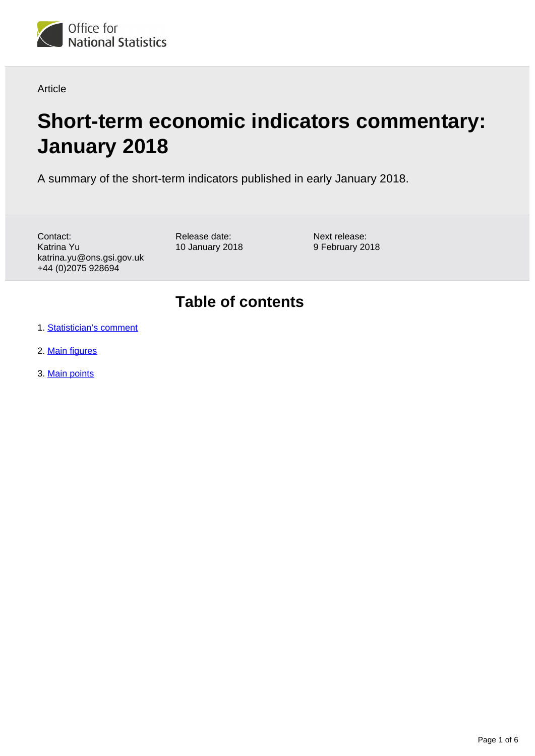Office for National Statistics

Article

# Short-term economic indicators commentary: January 2018

A summary of the short-term indicators published in early January 2018.

Contact:
Katrina Yu
katrina.yu@ons.gsi.gov.uk
+44 (0)2075 928694

Release date:
10 January 2018

Next release:
9 February 2018

## Table of contents

1. Statistician's comment
2. Main figures
3. Main points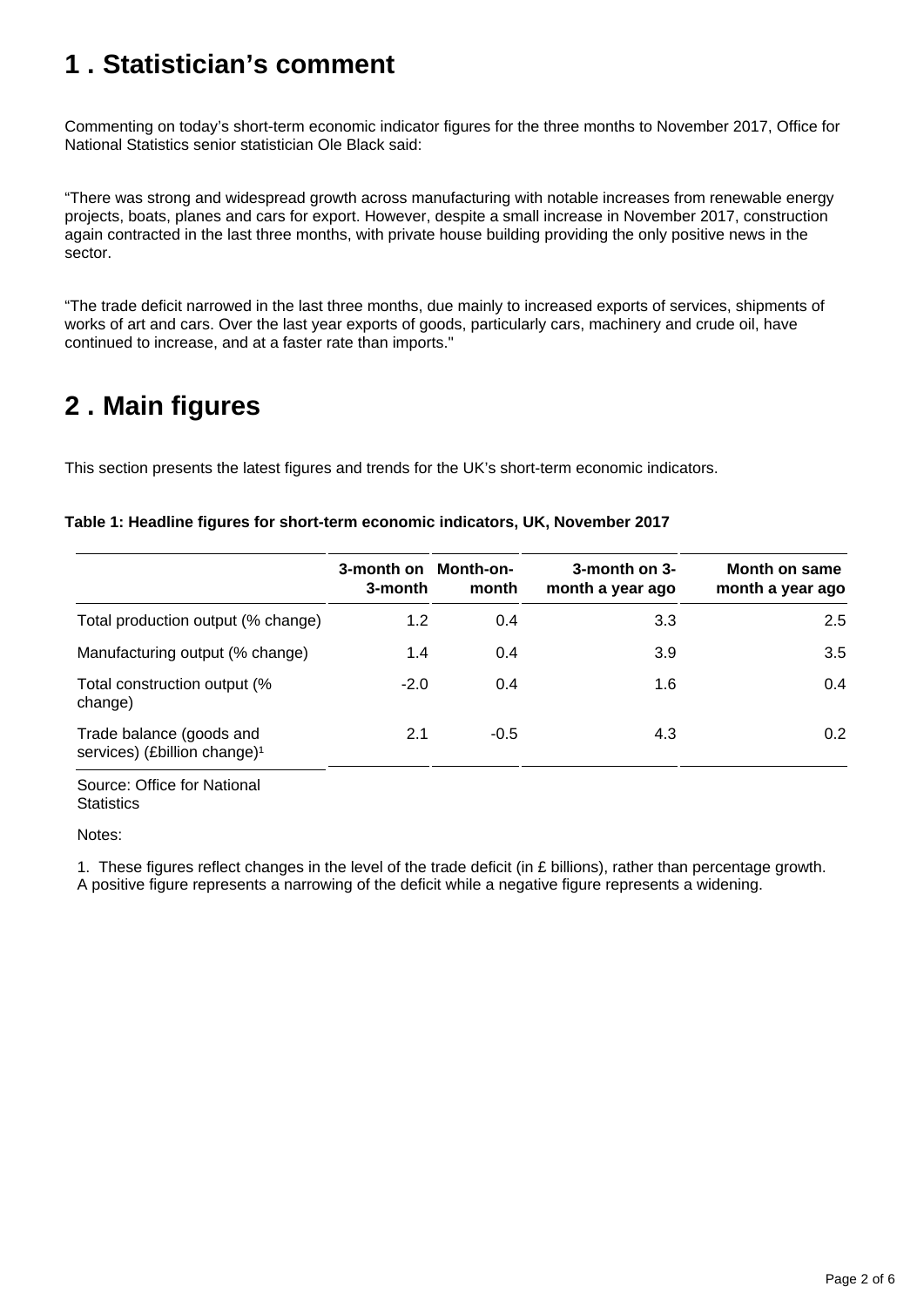## 1 . Statistician's comment

Commenting on today's short-term economic indicator figures for the three months to November 2017, Office for National Statistics senior statistician Ole Black said:

"There was strong and widespread growth across manufacturing with notable increases from renewable energy projects, boats, planes and cars for export. However, despite a small increase in November 2017, construction again contracted in the last three months, with private house building providing the only positive news in the sector.

"The trade deficit narrowed in the last three months, due mainly to increased exports of services, shipments of works of art and cars. Over the last year exports of goods, particularly cars, machinery and crude oil, have continued to increase, and at a faster rate than imports."

## 2 . Main figures

This section presents the latest figures and trends for the UK's short-term economic indicators.

**Table 1: Headline figures for short-term economic indicators, UK, November 2017**

| | 3-month on 3-month | Month-on-month | 3-month on 3-month a year ago | Month on same month a year ago |
|---|---|---|---|---|
| Total production output (% change) | 1.2 | 0.4 | 3.3 | 2.5 |
| Manufacturing output (% change) | 1.4 | 0.4 | 3.9 | 3.5 |
| Total construction output (% change) | -2.0 | 0.4 | 1.6 | 0.4 |
| Trade balance (goods and services) (£billion change)[1] | 2.1 | -0.5 | 4.3 | 0.2 |

Source: Office for National Statistics

Notes:

1. These figures reflect changes in the level of the trade deficit (in £ billions), rather than percentage growth. A positive figure represents a narrowing of the deficit while a negative figure represents a widening.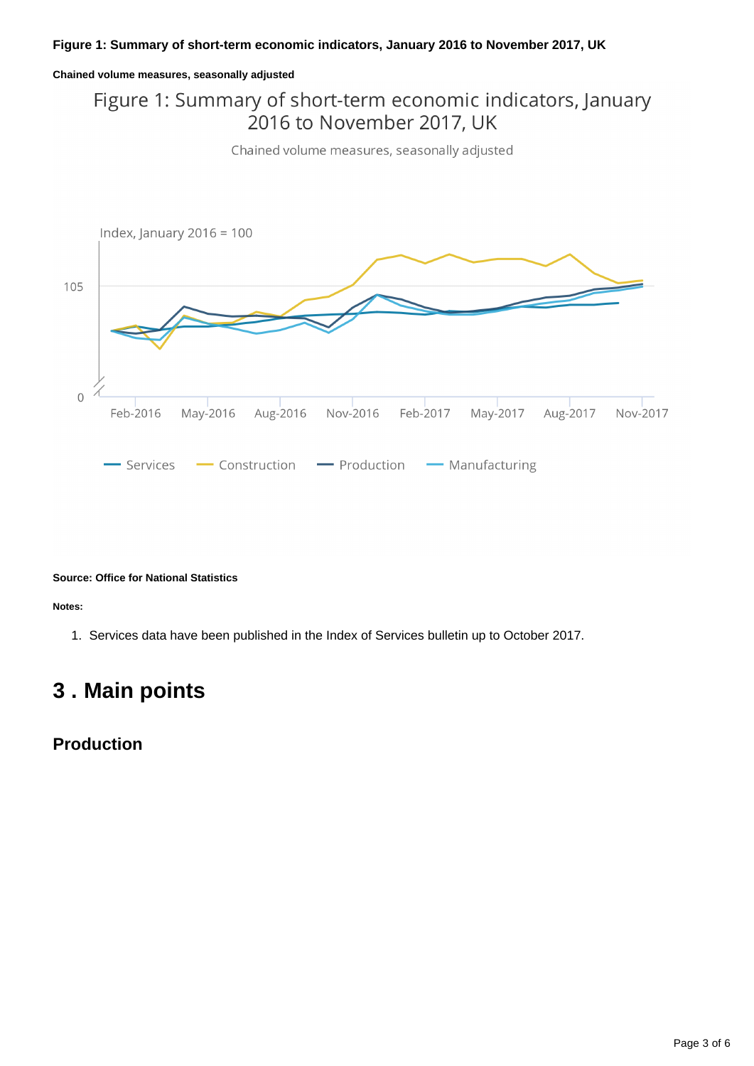**Figure 1: Summary of short-term economic indicators, January 2016 to November 2017, UK**

**Chained volume measures, seasonally adjusted**

**Source: Office for National Statistics**

**Notes:**

1. Services data have been published in the Index of Services bulletin up to October 2017.

## 3 . Main points

### Production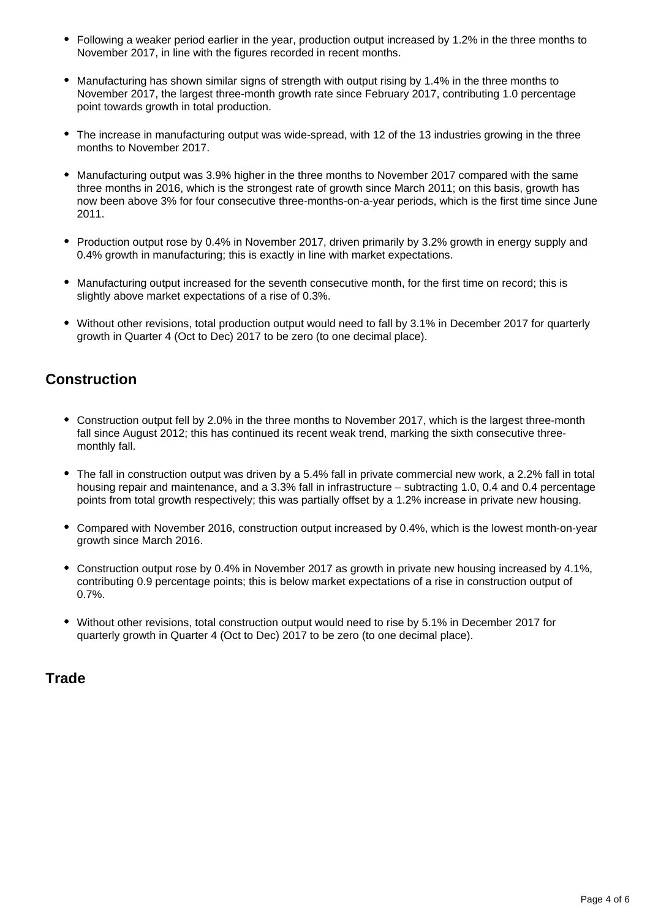- Following a weaker period earlier in the year, production output increased by 1.2% in the three months to November 2017, in line with the figures recorded in recent months.
- Manufacturing has shown similar signs of strength with output rising by 1.4% in the three months to November 2017, the largest three-month growth rate since February 2017, contributing 1.0 percentage point towards growth in total production.
- The increase in manufacturing output was wide-spread, with 12 of the 13 industries growing in the three months to November 2017.
- Manufacturing output was 3.9% higher in the three months to November 2017 compared with the same three months in 2016, which is the strongest rate of growth since March 2011; on this basis, growth has now been above 3% for four consecutive three-months-on-a-year periods, which is the first time since June 2011.
- Production output rose by 0.4% in November 2017, driven primarily by 3.2% growth in energy supply and 0.4% growth in manufacturing; this is exactly in line with market expectations.
- Manufacturing output increased for the seventh consecutive month, for the first time on record; this is slightly above market expectations of a rise of 0.3%.
- Without other revisions, total production output would need to fall by 3.1% in December 2017 for quarterly growth in Quarter 4 (Oct to Dec) 2017 to be zero (to one decimal place).

## Construction

- Construction output fell by 2.0% in the three months to November 2017, which is the largest three-month fall since August 2012; this has continued its recent weak trend, marking the sixth consecutive three-monthly fall.
- The fall in construction output was driven by a 5.4% fall in private commercial new work, a 2.2% fall in total housing repair and maintenance, and a 3.3% fall in infrastructure – subtracting 1.0, 0.4 and 0.4 percentage points from total growth respectively; this was partially offset by a 1.2% increase in private new housing.
- Compared with November 2016, construction output increased by 0.4%, which is the lowest month-on-year growth since March 2016.
- Construction output rose by 0.4% in November 2017 as growth in private new housing increased by 4.1%, contributing 0.9 percentage points; this is below market expectations of a rise in construction output of 0.7%.
- Without other revisions, total construction output would need to rise by 5.1% in December 2017 for quarterly growth in Quarter 4 (Oct to Dec) 2017 to be zero (to one decimal place).

## Trade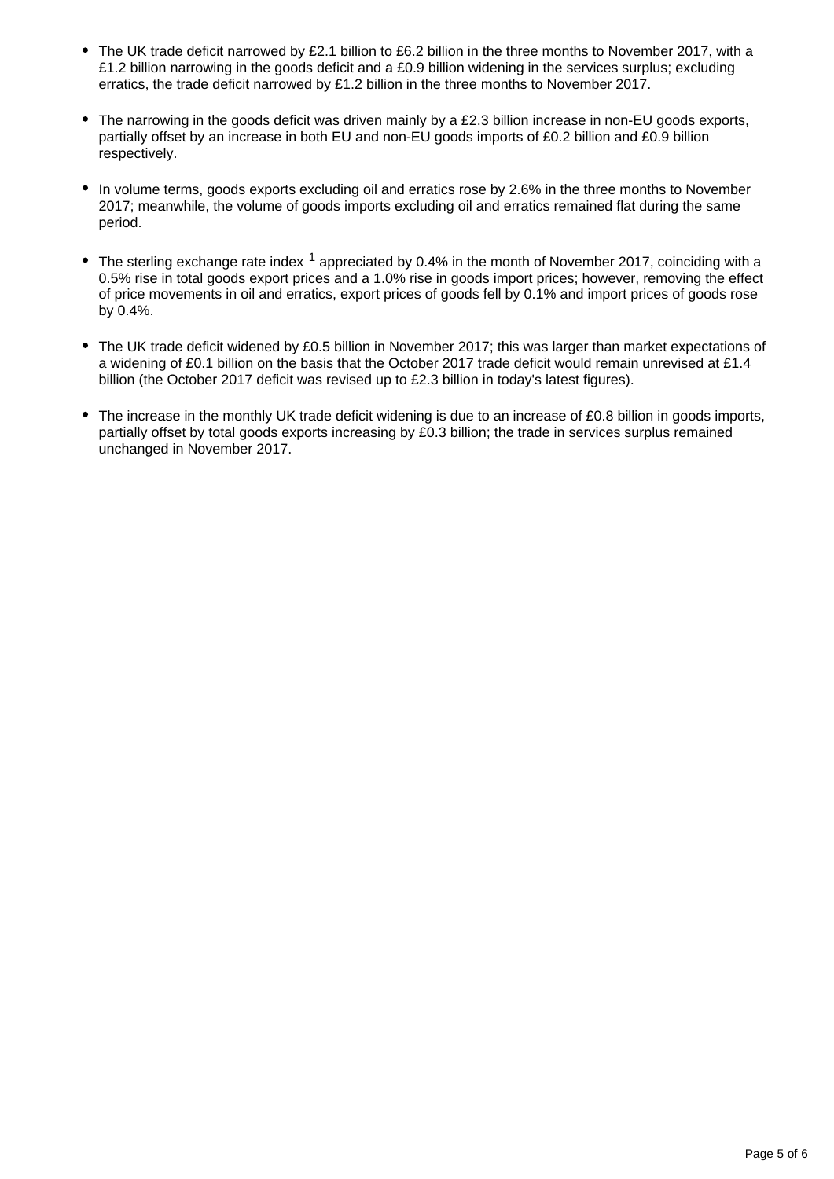- The UK trade deficit narrowed by £2.1 billion to £6.2 billion in the three months to November 2017, with a £1.2 billion narrowing in the goods deficit and a £0.9 billion widening in the services surplus; excluding erratics, the trade deficit narrowed by £1.2 billion in the three months to November 2017.

- The narrowing in the goods deficit was driven mainly by a £2.3 billion increase in non-EU goods exports, partially offset by an increase in both EU and non-EU goods imports of £0.2 billion and £0.9 billion respectively.

- In volume terms, goods exports excluding oil and erratics rose by 2.6% in the three months to November 2017; meanwhile, the volume of goods imports excluding oil and erratics remained flat during the same period.

- The sterling exchange rate index [1] appreciated by 0.4% in the month of November 2017, coinciding with a 0.5% rise in total goods export prices and a 1.0% rise in goods import prices; however, removing the effect of price movements in oil and erratics, export prices of goods fell by 0.1% and import prices of goods rose by 0.4%.

- The UK trade deficit widened by £0.5 billion in November 2017; this was larger than market expectations of a widening of £0.1 billion on the basis that the October 2017 trade deficit would remain unrevised at £1.4 billion (the October 2017 deficit was revised up to £2.3 billion in today's latest figures).

- The increase in the monthly UK trade deficit widening is due to an increase of £0.8 billion in goods imports, partially offset by total goods exports increasing by £0.3 billion; the trade in services surplus remained unchanged in November 2017.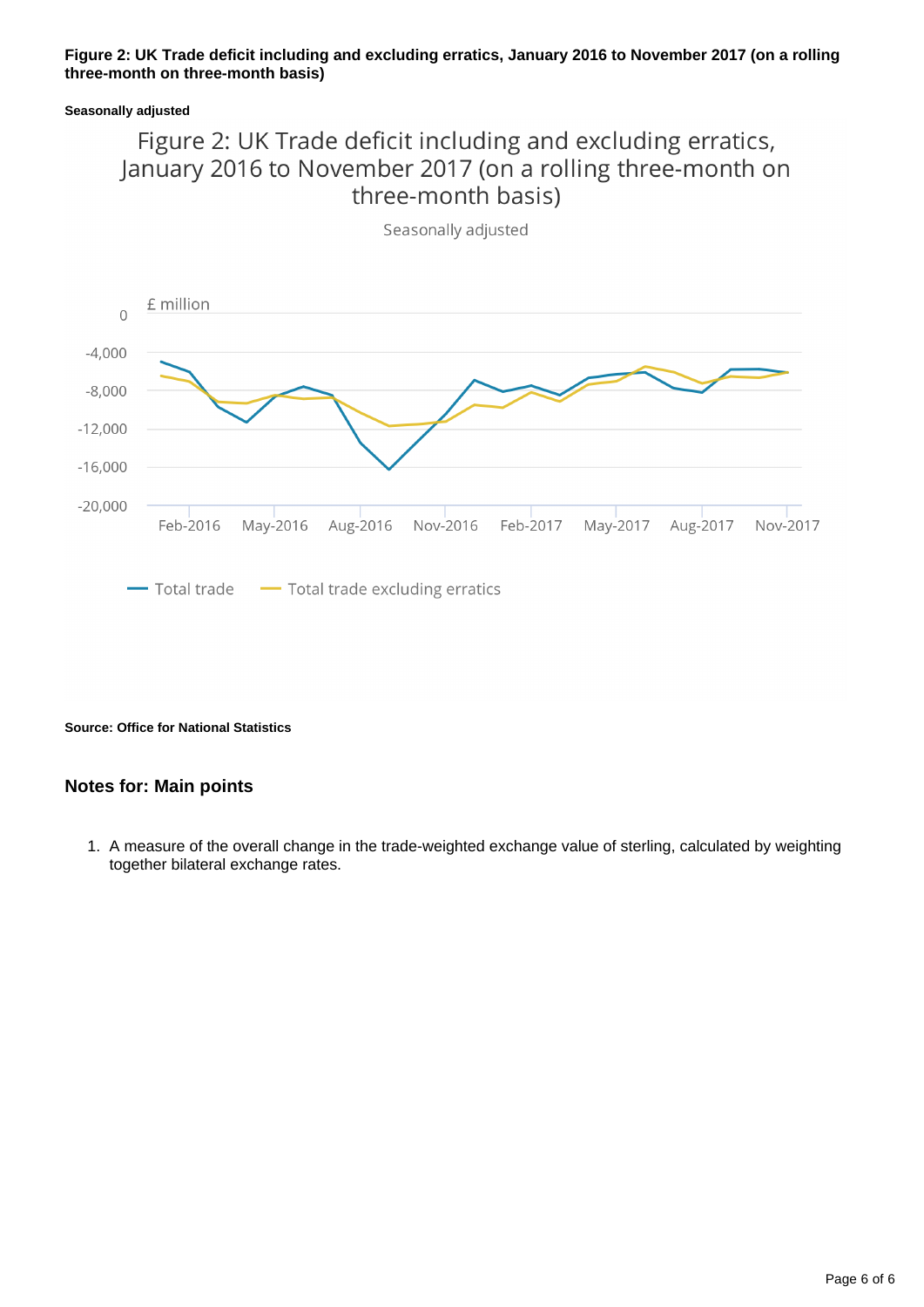**Figure 2: UK Trade deficit including and excluding erratics, January 2016 to November 2017 (on a rolling three-month on three-month basis)**

**Seasonally adjusted**

Figure 2: UK Trade deficit including and excluding erratics, January 2016 to November 2017 (on a rolling three-month on three-month basis)

Seasonally adjusted

£ million

0
-4,000
-8,000
-12,000
-16,000
-20,000

Feb-2016
May-2016
Aug-2016
Nov-2016
Feb-2017
May-2017
Aug-2017
Nov-2017

Total trade
Total trade excluding erratics

**Source: Office for National Statistics**

### Notes for: Main points

1. A measure of the overall change in the trade-weighted exchange value of sterling, calculated by weighting together bilateral exchange rates.